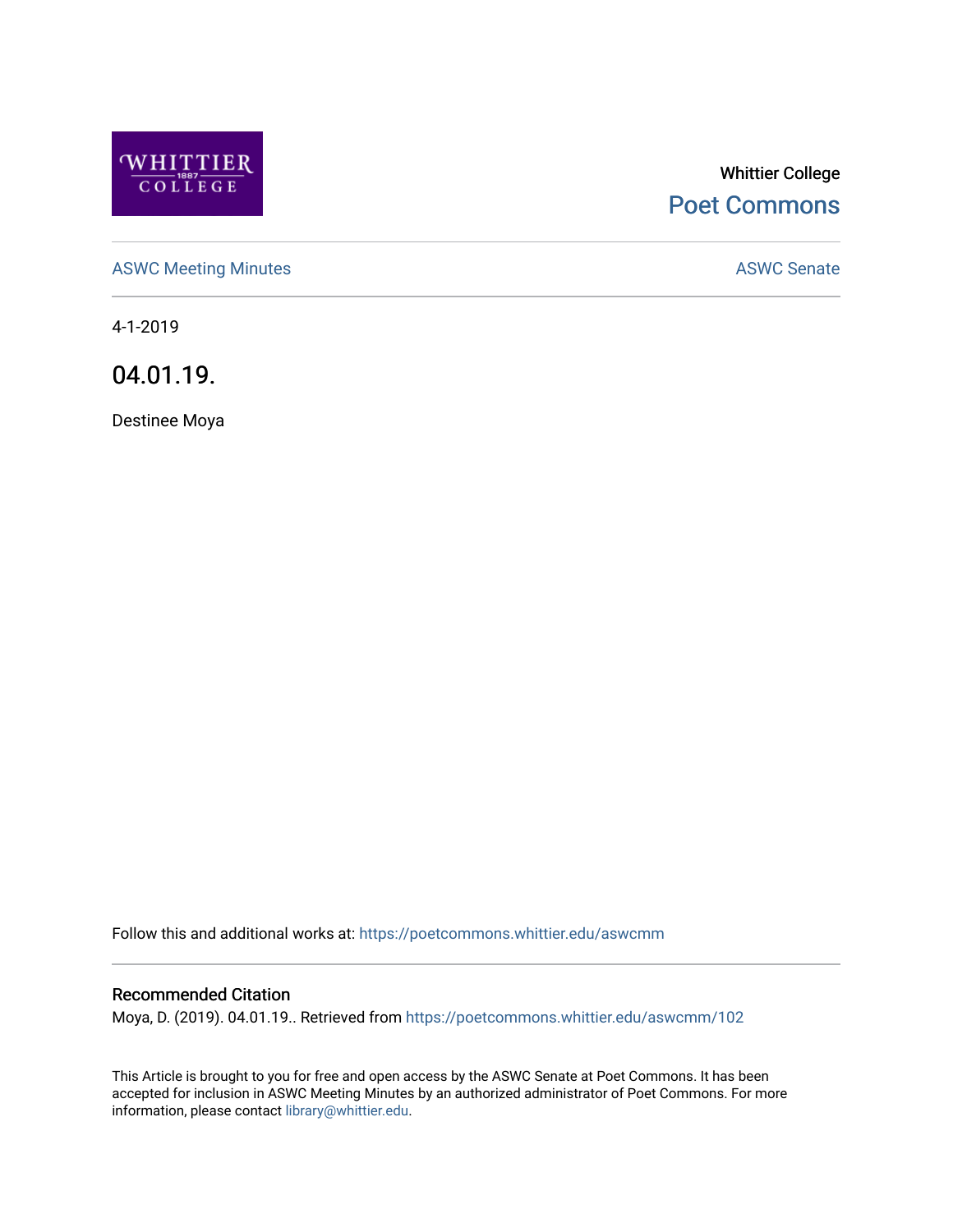Whittier College

Poet Commons

ASWC Meeting Minutes

ASWC Senate

4-1-2019

# 04.01.19.

Destinee Moya

Follow this and additional works at: https://poetcommons.whittier.edu/aswcmm

### Recommended Citation

Moya, D. (2019). 04.01.19.. Retrieved from https://poetcommons.whittier.edu/aswcmm/102

This Article is brought to you for free and open access by the ASWC Senate at Poet Commons. It has been accepted for inclusion in ASWC Meeting Minutes by an authorized administrator of Poet Commons. For more information, please contact library@whittier.edu.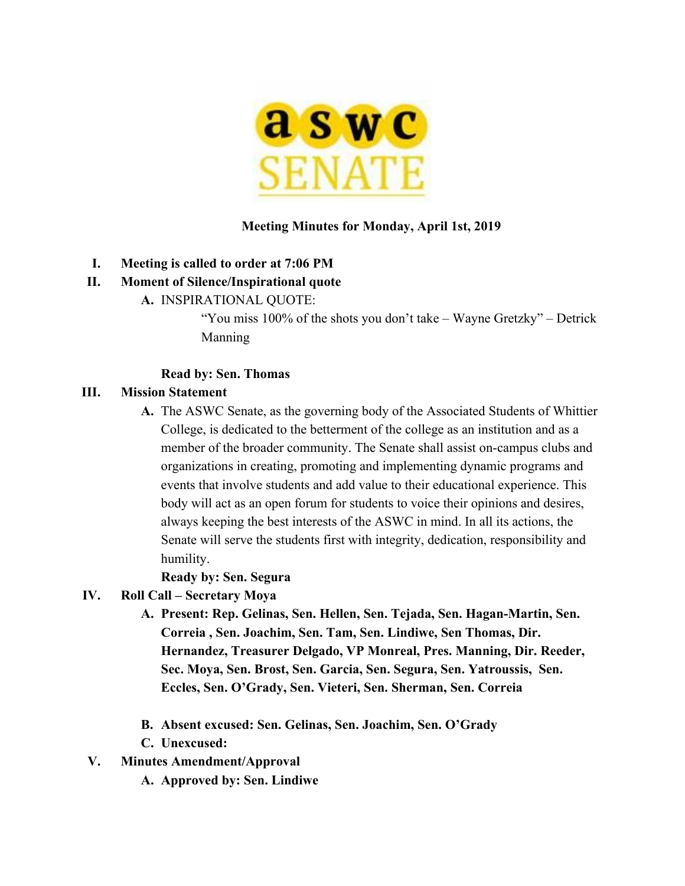aswc SENATE

**Meeting Minutes for Monday, April 1st, 2019**

I. **Meeting is called to order at 7:06 PM**

II. **Moment of Silence/Inspirational quote**

   A. INSPIRATIONAL QUOTE:

      "You miss 100% of the shots you don't take – Wayne Gretzky" – Detrick Manning

      **Read by: Sen. Thomas**

III. **Mission Statement**

   A. The ASWC Senate, as the governing body of the Associated Students of Whittier College, is dedicated to the betterment of the college as an institution and as a member of the broader community. The Senate shall assist on-campus clubs and organizations in creating, promoting and implementing dynamic programs and events that involve students and add value to their educational experience. This body will act as an open forum for students to voice their opinions and desires, always keeping the best interests of the ASWC in mind. In all its actions, the Senate will serve the students first with integrity, dedication, responsibility and humility.

      **Ready by: Sen. Segura**

IV. **Roll Call – Secretary Moya**

   A. **Present: Rep. Gelinas, Sen. Hellen, Sen. Tejada, Sen. Hagan-Martin, Sen. Correia , Sen. Joachim, Sen. Tam, Sen. Lindiwe, Sen Thomas, Dir. Hernandez, Treasurer Delgado, VP Monreal, Pres. Manning, Dir. Reeder, Sec. Moya, Sen. Brost, Sen. Garcia, Sen. Segura, Sen. Yatroussis, Sen. Eccles, Sen. O'Grady, Sen. Vieteri, Sen. Sherman, Sen. Correia**

   B. **Absent excused: Sen. Gelinas, Sen. Joachim, Sen. O'Grady**

   C. **Unexcused:**

V. **Minutes Amendment/Approval**

   A. **Approved by: Sen. Lindiwe**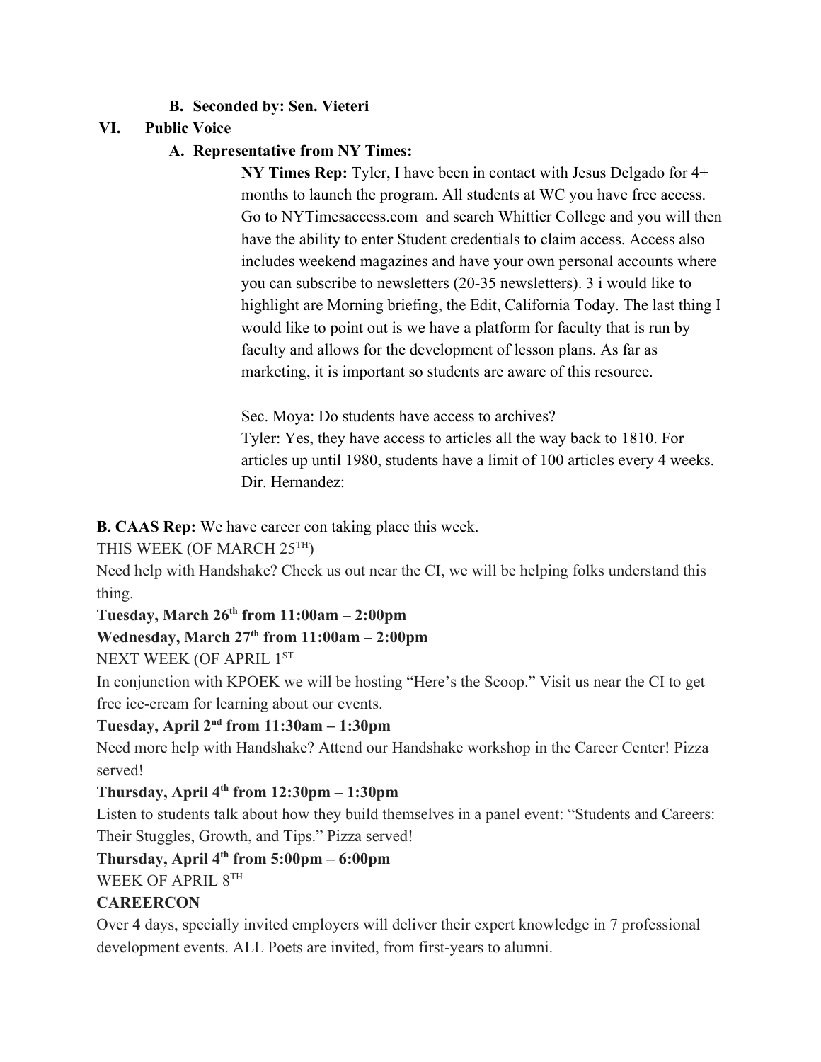**B. Seconded by: Sen. Vieteri**

**VI. Public Voice**

**A. Representative from NY Times:**

**NY Times Rep:** Tyler, I have been in contact with Jesus Delgado for 4+ months to launch the program. All students at WC you have free access. Go to NYTimesaccess.com and search Whittier College and you will then have the ability to enter Student credentials to claim access. Access also includes weekend magazines and have your own personal accounts where you can subscribe to newsletters (20-35 newsletters). 3 i would like to highlight are Morning briefing, the Edit, California Today. The last thing I would like to point out is we have a platform for faculty that is run by faculty and allows for the development of lesson plans. As far as marketing, it is important so students are aware of this resource.

Sec. Moya: Do students have access to archives?
Tyler: Yes, they have access to articles all the way back to 1810. For articles up until 1980, students have a limit of 100 articles every 4 weeks.
Dir. Hernandez:

**B. CAAS Rep:** We have career con taking place this week.

THIS WEEK (OF MARCH 25TH)

Need help with Handshake? Check us out near the CI, we will be helping folks understand this thing.

**Tuesday, March 26th from 11:00am – 2:00pm**

**Wednesday, March 27th from 11:00am – 2:00pm**

NEXT WEEK (OF APRIL 1ST

In conjunction with KPOEK we will be hosting "Here's the Scoop." Visit us near the CI to get free ice-cream for learning about our events.

**Tuesday, April 2nd from 11:30am – 1:30pm**

Need more help with Handshake? Attend our Handshake workshop in the Career Center! Pizza served!

**Thursday, April 4th from 12:30pm – 1:30pm**

Listen to students talk about how they build themselves in a panel event: "Students and Careers: Their Stuggles, Growth, and Tips." Pizza served!

**Thursday, April 4th from 5:00pm – 6:00pm**

WEEK OF APRIL 8TH

**CAREERCON**

Over 4 days, specially invited employers will deliver their expert knowledge in 7 professional development events. ALL Poets are invited, from first-years to alumni.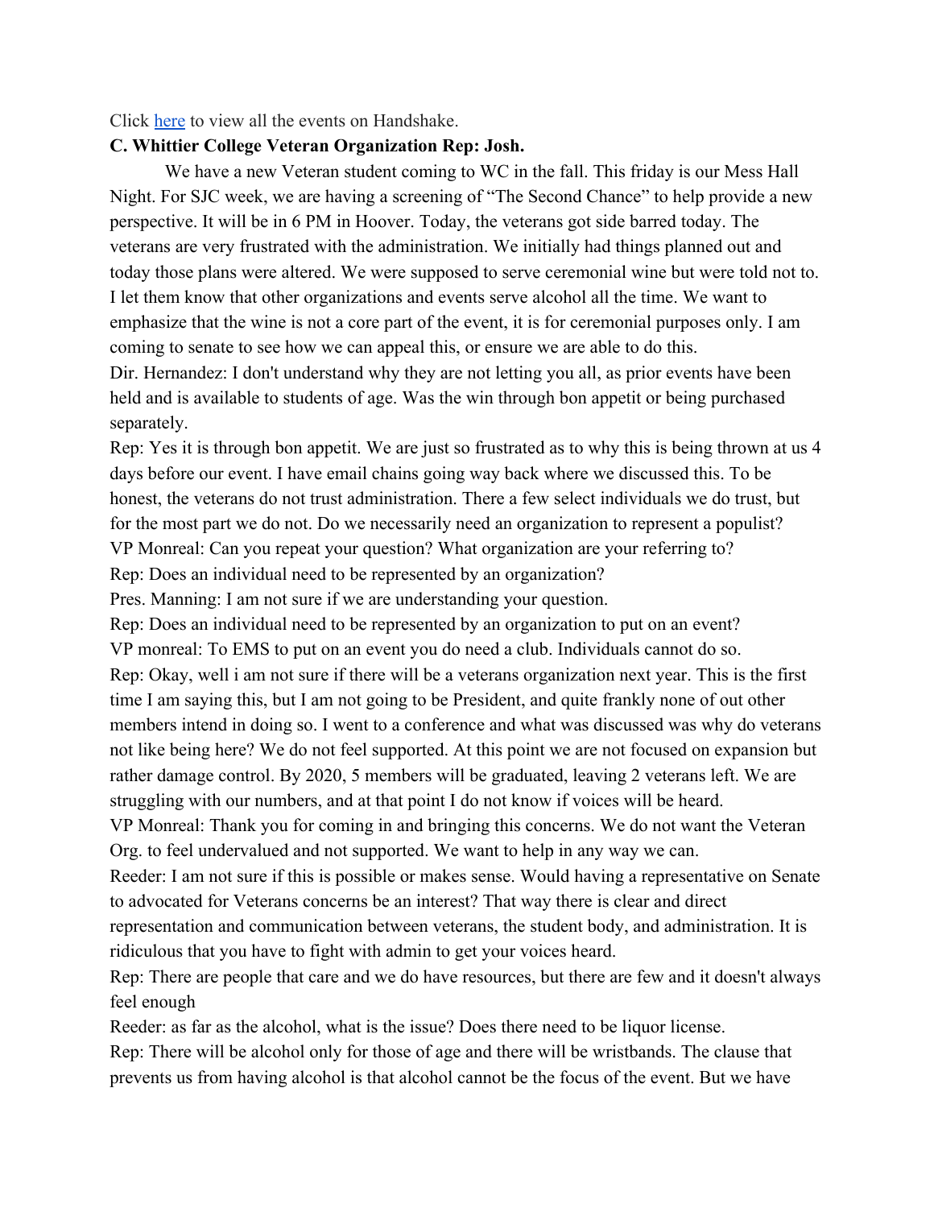Click [here](#) to view all the events on Handshake.

**C. Whittier College Veteran Organization Rep: Josh.**

We have a new Veteran student coming to WC in the fall. This friday is our Mess Hall Night. For SJC week, we are having a screening of "The Second Chance" to help provide a new perspective. It will be in 6 PM in Hoover. Today, the veterans got side barred today. The veterans are very frustrated with the administration. We initially had things planned out and today those plans were altered. We were supposed to serve ceremonial wine but were told not to. I let them know that other organizations and events serve alcohol all the time. We want to emphasize that the wine is not a core part of the event, it is for ceremonial purposes only. I am coming to senate to see how we can appeal this, or ensure we are able to do this.

Dir. Hernandez: I don't understand why they are not letting you all, as prior events have been held and is available to students of age. Was the win through bon appetit or being purchased separately.

Rep: Yes it is through bon appetit. We are just so frustrated as to why this is being thrown at us 4 days before our event. I have email chains going way back where we discussed this. To be honest, the veterans do not trust administration. There a few select individuals we do trust, but for the most part we do not. Do we necessarily need an organization to represent a populist?

VP Monreal: Can you repeat your question? What organization are your referring to?

Rep: Does an individual need to be represented by an organization?

Pres. Manning: I am not sure if we are understanding your question.

Rep: Does an individual need to be represented by an organization to put on an event?

VP monreal: To EMS to put on an event you do need a club. Individuals cannot do so.

Rep: Okay, well i am not sure if there will be a veterans organization next year. This is the first time I am saying this, but I am not going to be President, and quite frankly none of out other members intend in doing so. I went to a conference and what was discussed was why do veterans not like being here? We do not feel supported. At this point we are not focused on expansion but rather damage control. By 2020, 5 members will be graduated, leaving 2 veterans left. We are struggling with our numbers, and at that point I do not know if voices will be heard.

VP Monreal: Thank you for coming in and bringing this concerns. We do not want the Veteran Org. to feel undervalued and not supported. We want to help in any way we can.

Reeder: I am not sure if this is possible or makes sense. Would having a representative on Senate to advocated for Veterans concerns be an interest? That way there is clear and direct representation and communication between veterans, the student body, and administration. It is ridiculous that you have to fight with admin to get your voices heard.

Rep: There are people that care and we do have resources, but there are few and it doesn't always feel enough

Reeder: as far as the alcohol, what is the issue? Does there need to be liquor license.

Rep: There will be alcohol only for those of age and there will be wristbands. The clause that prevents us from having alcohol is that alcohol cannot be the focus of the event. But we have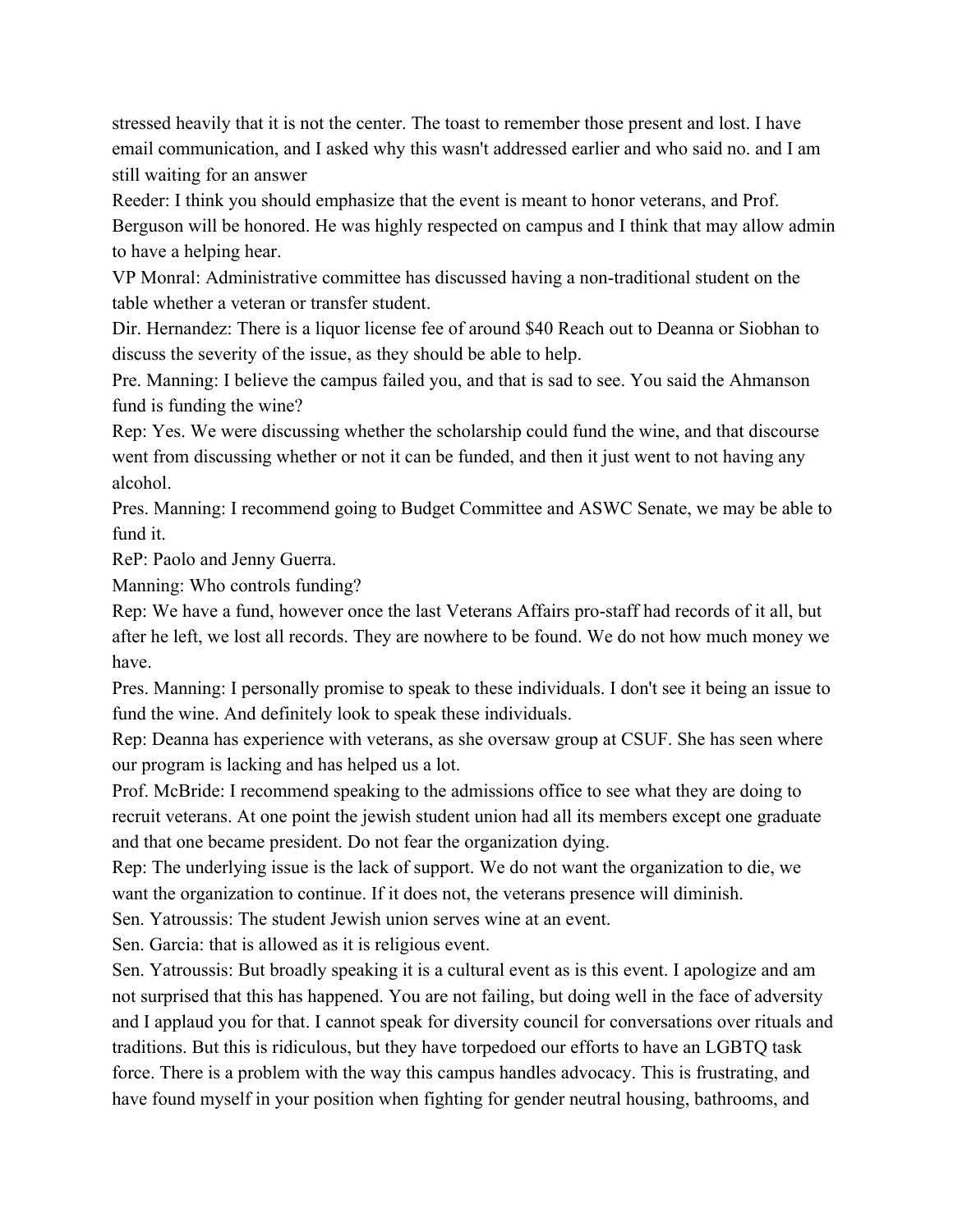stressed heavily that it is not the center. The toast to remember those present and lost. I have email communication, and I asked why this wasn't addressed earlier and who said no. and I am still waiting for an answer

Reeder: I think you should emphasize that the event is meant to honor veterans, and Prof. Berguson will be honored. He was highly respected on campus and I think that may allow admin to have a helping hear.

VP Monral: Administrative committee has discussed having a non-traditional student on the table whether a veteran or transfer student.

Dir. Hernandez: There is a liquor license fee of around $40 Reach out to Deanna or Siobhan to discuss the severity of the issue, as they should be able to help.

Pre. Manning: I believe the campus failed you, and that is sad to see. You said the Ahmanson fund is funding the wine?

Rep: Yes. We were discussing whether the scholarship could fund the wine, and that discourse went from discussing whether or not it can be funded, and then it just went to not having any alcohol.

Pres. Manning: I recommend going to Budget Committee and ASWC Senate, we may be able to fund it.

ReP: Paolo and Jenny Guerra.

Manning: Who controls funding?

Rep: We have a fund, however once the last Veterans Affairs pro-staff had records of it all, but after he left, we lost all records. They are nowhere to be found. We do not how much money we have.

Pres. Manning: I personally promise to speak to these individuals. I don't see it being an issue to fund the wine. And definitely look to speak these individuals.

Rep: Deanna has experience with veterans, as she oversaw group at CSUF. She has seen where our program is lacking and has helped us a lot.

Prof. McBride: I recommend speaking to the admissions office to see what they are doing to recruit veterans. At one point the jewish student union had all its members except one graduate and that one became president. Do not fear the organization dying.

Rep: The underlying issue is the lack of support. We do not want the organization to die, we want the organization to continue. If it does not, the veterans presence will diminish.

Sen. Yatroussis: The student Jewish union serves wine at an event.

Sen. Garcia: that is allowed as it is religious event.

Sen. Yatroussis: But broadly speaking it is a cultural event as is this event. I apologize and am not surprised that this has happened. You are not failing, but doing well in the face of adversity and I applaud you for that. I cannot speak for diversity council for conversations over rituals and traditions. But this is ridiculous, but they have torpedoed our efforts to have an LGBTQ task force. There is a problem with the way this campus handles advocacy. This is frustrating, and have found myself in your position when fighting for gender neutral housing, bathrooms, and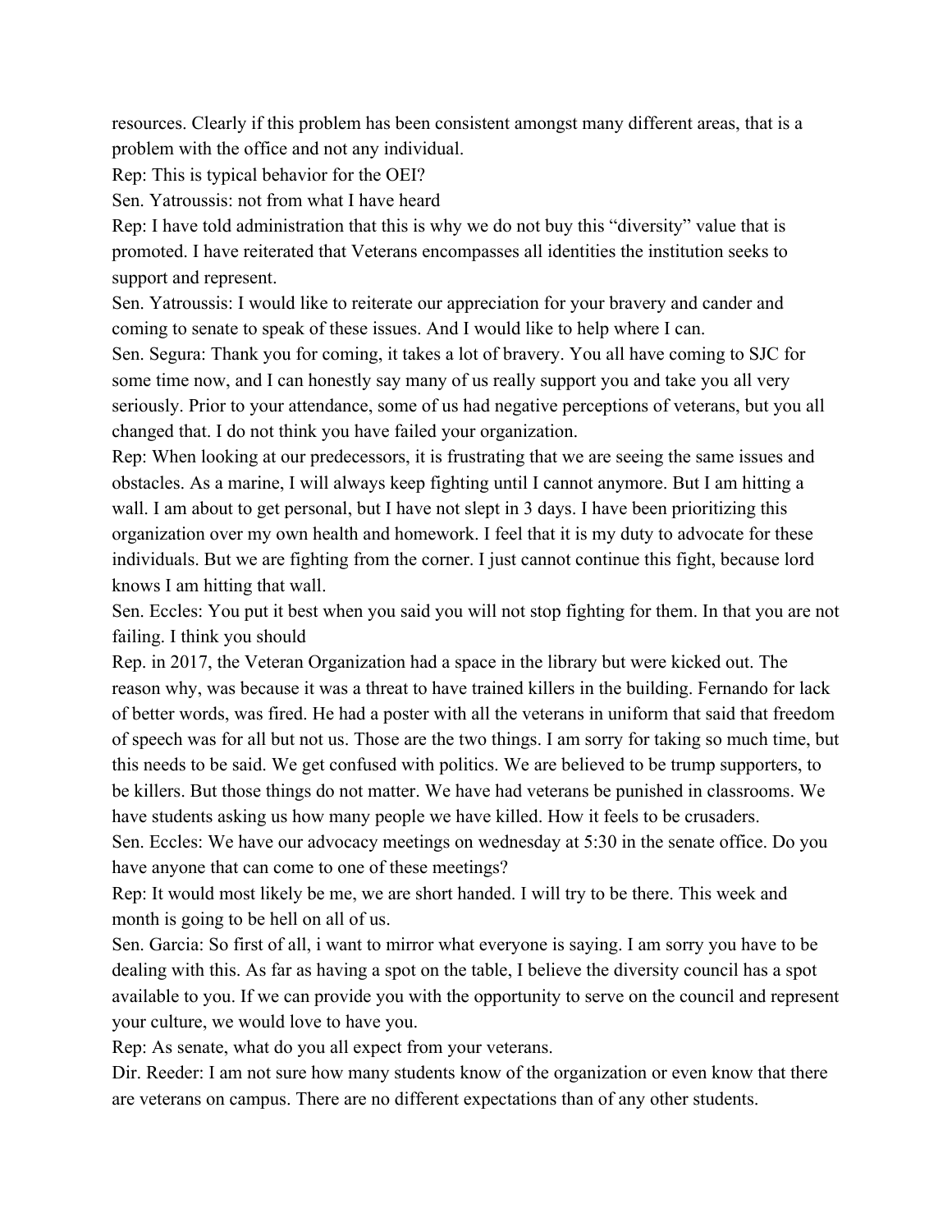resources. Clearly if this problem has been consistent amongst many different areas, that is a problem with the office and not any individual.

Rep: This is typical behavior for the OEI?

Sen. Yatroussis: not from what I have heard

Rep: I have told administration that this is why we do not buy this "diversity" value that is promoted. I have reiterated that Veterans encompasses all identities the institution seeks to support and represent.

Sen. Yatroussis: I would like to reiterate our appreciation for your bravery and cander and coming to senate to speak of these issues. And I would like to help where I can.

Sen. Segura: Thank you for coming, it takes a lot of bravery. You all have coming to SJC for some time now, and I can honestly say many of us really support you and take you all very seriously. Prior to your attendance, some of us had negative perceptions of veterans, but you all changed that. I do not think you have failed your organization.

Rep: When looking at our predecessors, it is frustrating that we are seeing the same issues and obstacles. As a marine, I will always keep fighting until I cannot anymore. But I am hitting a wall. I am about to get personal, but I have not slept in 3 days. I have been prioritizing this organization over my own health and homework. I feel that it is my duty to advocate for these individuals. But we are fighting from the corner. I just cannot continue this fight, because lord knows I am hitting that wall.

Sen. Eccles: You put it best when you said you will not stop fighting for them. In that you are not failing. I think you should

Rep. in 2017, the Veteran Organization had a space in the library but were kicked out. The reason why, was because it was a threat to have trained killers in the building. Fernando for lack of better words, was fired. He had a poster with all the veterans in uniform that said that freedom of speech was for all but not us. Those are the two things. I am sorry for taking so much time, but this needs to be said. We get confused with politics. We are believed to be trump supporters, to be killers. But those things do not matter. We have had veterans be punished in classrooms. We have students asking us how many people we have killed. How it feels to be crusaders.

Sen. Eccles: We have our advocacy meetings on wednesday at 5:30 in the senate office. Do you have anyone that can come to one of these meetings?

Rep: It would most likely be me, we are short handed. I will try to be there. This week and month is going to be hell on all of us.

Sen. Garcia: So first of all, i want to mirror what everyone is saying. I am sorry you have to be dealing with this. As far as having a spot on the table, I believe the diversity council has a spot available to you. If we can provide you with the opportunity to serve on the council and represent your culture, we would love to have you.

Rep: As senate, what do you all expect from your veterans.

Dir. Reeder: I am not sure how many students know of the organization or even know that there are veterans on campus. There are no different expectations than of any other students.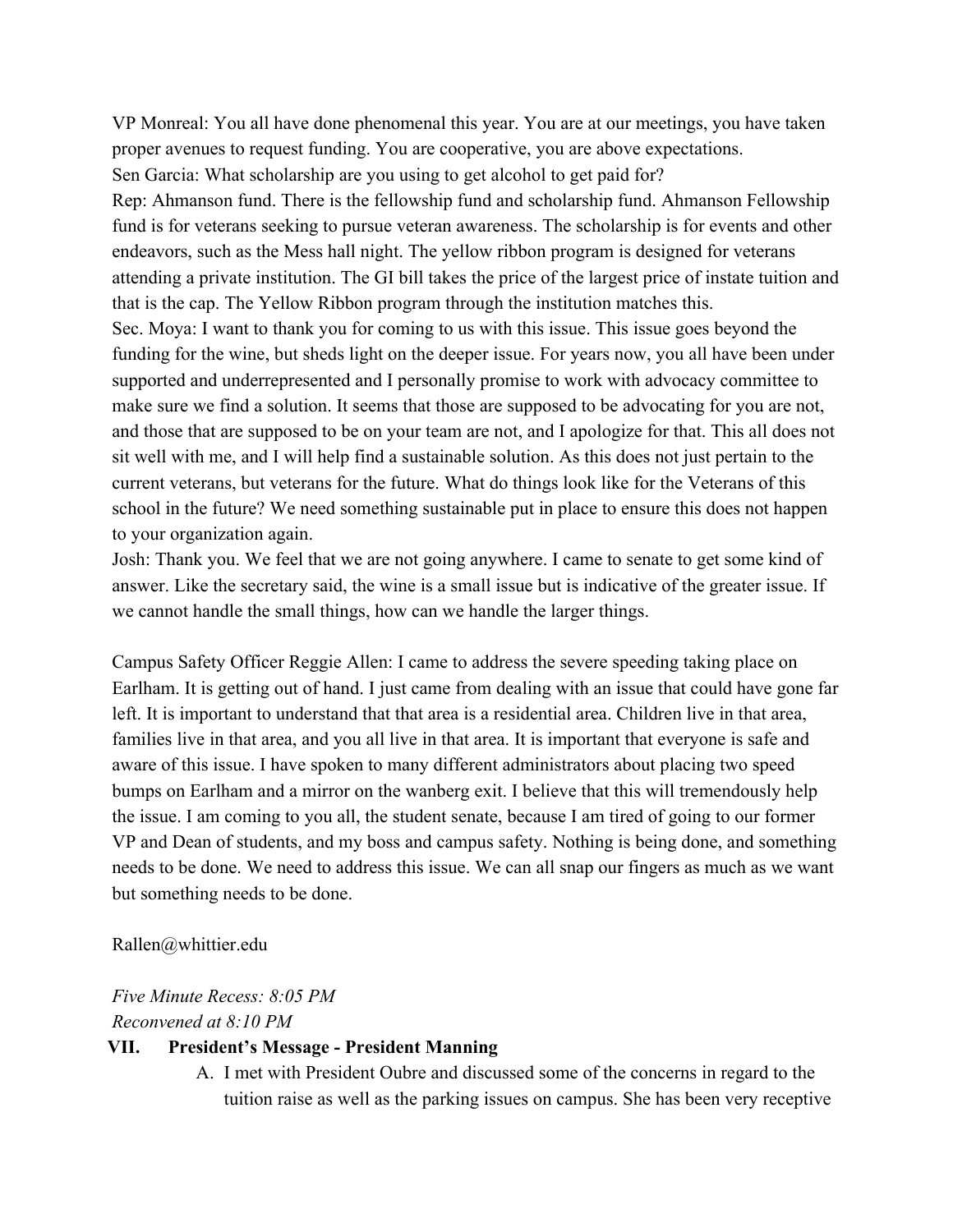VP Monreal: You all have done phenomenal this year. You are at our meetings, you have taken proper avenues to request funding. You are cooperative, you are above expectations.

Sen Garcia: What scholarship are you using to get alcohol to get paid for?

Rep: Ahmanson fund. There is the fellowship fund and scholarship fund. Ahmanson Fellowship fund is for veterans seeking to pursue veteran awareness. The scholarship is for events and other endeavors, such as the Mess hall night. The yellow ribbon program is designed for veterans attending a private institution. The GI bill takes the price of the largest price of instate tuition and that is the cap. The Yellow Ribbon program through the institution matches this.

Sec. Moya: I want to thank you for coming to us with this issue. This issue goes beyond the funding for the wine, but sheds light on the deeper issue. For years now, you all have been under supported and underrepresented and I personally promise to work with advocacy committee to make sure we find a solution. It seems that those are supposed to be advocating for you are not, and those that are supposed to be on your team are not, and I apologize for that. This all does not sit well with me, and I will help find a sustainable solution. As this does not just pertain to the current veterans, but veterans for the future. What do things look like for the Veterans of this school in the future? We need something sustainable put in place to ensure this does not happen to your organization again.

Josh: Thank you. We feel that we are not going anywhere. I came to senate to get some kind of answer. Like the secretary said, the wine is a small issue but is indicative of the greater issue. If we cannot handle the small things, how can we handle the larger things.

Campus Safety Officer Reggie Allen: I came to address the severe speeding taking place on Earlham. It is getting out of hand. I just came from dealing with an issue that could have gone far left. It is important to understand that that area is a residential area. Children live in that area, families live in that area, and you all live in that area. It is important that everyone is safe and aware of this issue. I have spoken to many different administrators about placing two speed bumps on Earlham and a mirror on the wanberg exit. I believe that this will tremendously help the issue. I am coming to you all, the student senate, because I am tired of going to our former VP and Dean of students, and my boss and campus safety. Nothing is being done, and something needs to be done. We need to address this issue. We can all snap our fingers as much as we want but something needs to be done.

Rallen@whittier.edu

*Five Minute Recess: 8:05 PM*
*Reconvened at 8:10 PM*

## VII. President's Message - President Manning

A. I met with President Oubre and discussed some of the concerns in regard to the tuition raise as well as the parking issues on campus. She has been very receptive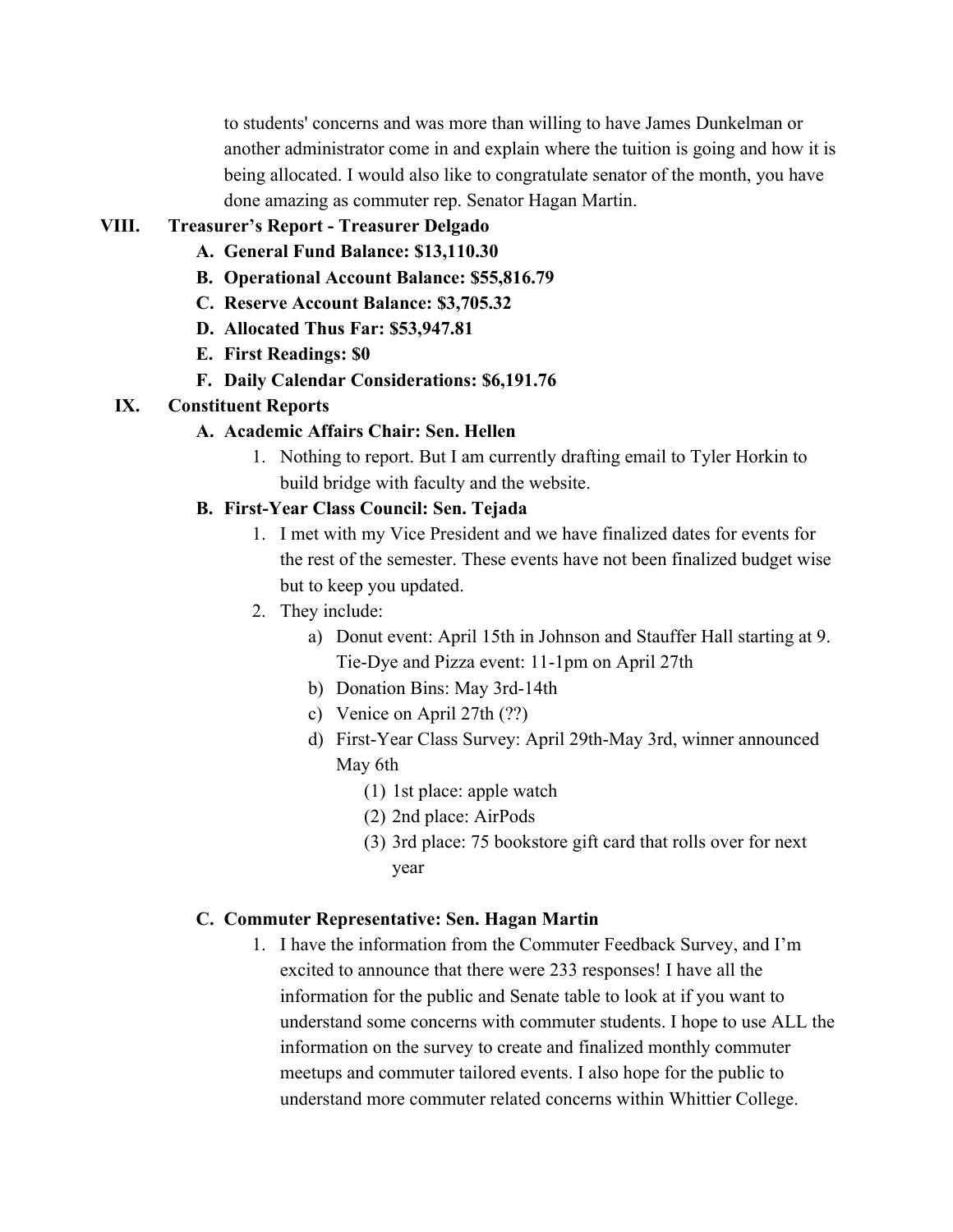to students' concerns and was more than willing to have James Dunkelman or another administrator come in and explain where the tuition is going and how it is being allocated. I would also like to congratulate senator of the month, you have done amazing as commuter rep. Senator Hagan Martin.

VIII. **Treasurer's Report - Treasurer Delgado**

A. **General Fund Balance: $13,110.30**
B. **Operational Account Balance: $55,816.79**
C. **Reserve Account Balance: $3,705.32**
D. **Allocated Thus Far: $53,947.81**
E. **First Readings: $0**
F. **Daily Calendar Considerations: $6,191.76**

IX. **Constituent Reports**

A. **Academic Affairs Chair: Sen. Hellen**
   1. Nothing to report. But I am currently drafting email to Tyler Horkin to build bridge with faculty and the website.

B. **First-Year Class Council: Sen. Tejada**
   1. I met with my Vice President and we have finalized dates for events for the rest of the semester. These events have not been finalized budget wise but to keep you updated.
   2. They include:
      a) Donut event: April 15th in Johnson and Stauffer Hall starting at 9. Tie-Dye and Pizza event: 11-1pm on April 27th
      b) Donation Bins: May 3rd-14th
      c) Venice on April 27th (??)
      d) First-Year Class Survey: April 29th-May 3rd, winner announced May 6th
         (1) 1st place: apple watch
         (2) 2nd place: AirPods
         (3) 3rd place: 75 bookstore gift card that rolls over for next year

C. **Commuter Representative: Sen. Hagan Martin**
   1. I have the information from the Commuter Feedback Survey, and I'm excited to announce that there were 233 responses! I have all the information for the public and Senate table to look at if you want to understand some concerns with commuter students. I hope to use ALL the information on the survey to create and finalized monthly commuter meetups and commuter tailored events. I also hope for the public to understand more commuter related concerns within Whittier College.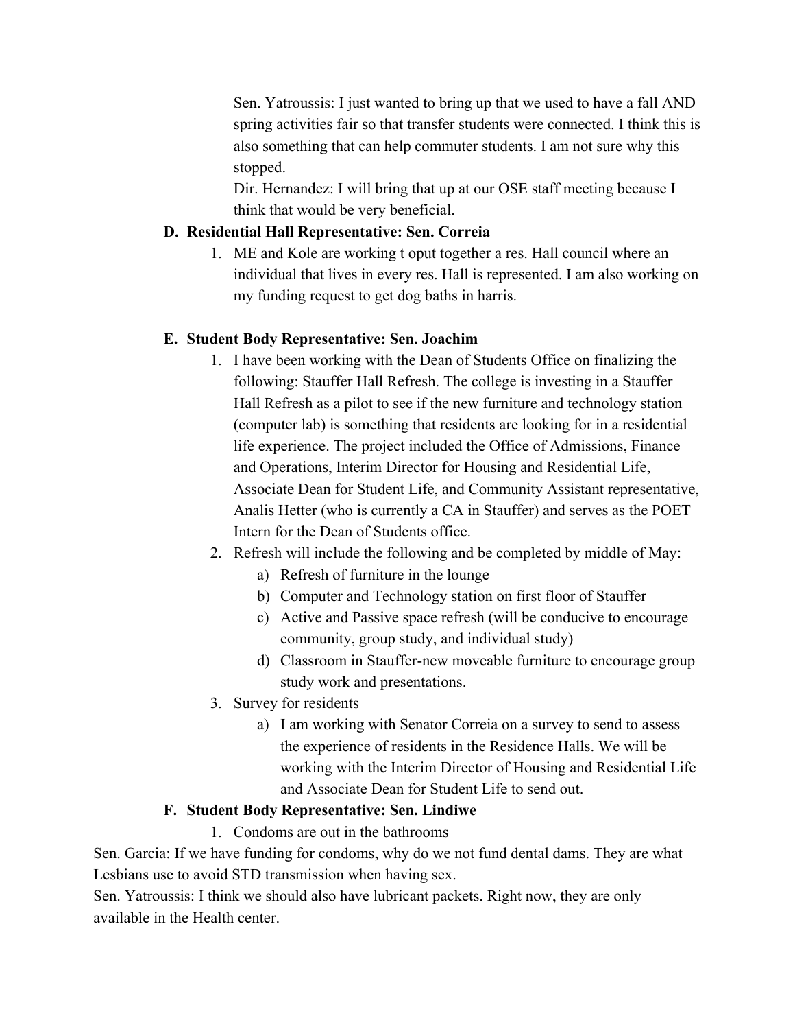Sen. Yatroussis: I just wanted to bring up that we used to have a fall AND spring activities fair so that transfer students were connected. I think this is also something that can help commuter students. I am not sure why this stopped.

Dir. Hernandez: I will bring that up at our OSE staff meeting because I think that would be very beneficial.

**D. Residential Hall Representative: Sen. Correia**

1. ME and Kole are working t oput together a res. Hall council where an individual that lives in every res. Hall is represented. I am also working on my funding request to get dog baths in harris.

**E. Student Body Representative: Sen. Joachim**

1. I have been working with the Dean of Students Office on finalizing the following: Stauffer Hall Refresh. The college is investing in a Stauffer Hall Refresh as a pilot to see if the new furniture and technology station (computer lab) is something that residents are looking for in a residential life experience. The project included the Office of Admissions, Finance and Operations, Interim Director for Housing and Residential Life, Associate Dean for Student Life, and Community Assistant representative, Analis Hetter (who is currently a CA in Stauffer) and serves as the POET Intern for the Dean of Students office.
2. Refresh will include the following and be completed by middle of May:
   a) Refresh of furniture in the lounge
   b) Computer and Technology station on first floor of Stauffer
   c) Active and Passive space refresh (will be conducive to encourage community, group study, and individual study)
   d) Classroom in Stauffer-new moveable furniture to encourage group study work and presentations.
3. Survey for residents
   a) I am working with Senator Correia on a survey to send to assess the experience of residents in the Residence Halls. We will be working with the Interim Director of Housing and Residential Life and Associate Dean for Student Life to send out.

**F. Student Body Representative: Sen. Lindiwe**

1. Condoms are out in the bathrooms

Sen. Garcia: If we have funding for condoms, why do we not fund dental dams. They are what Lesbians use to avoid STD transmission when having sex.

Sen. Yatroussis: I think we should also have lubricant packets. Right now, they are only available in the Health center.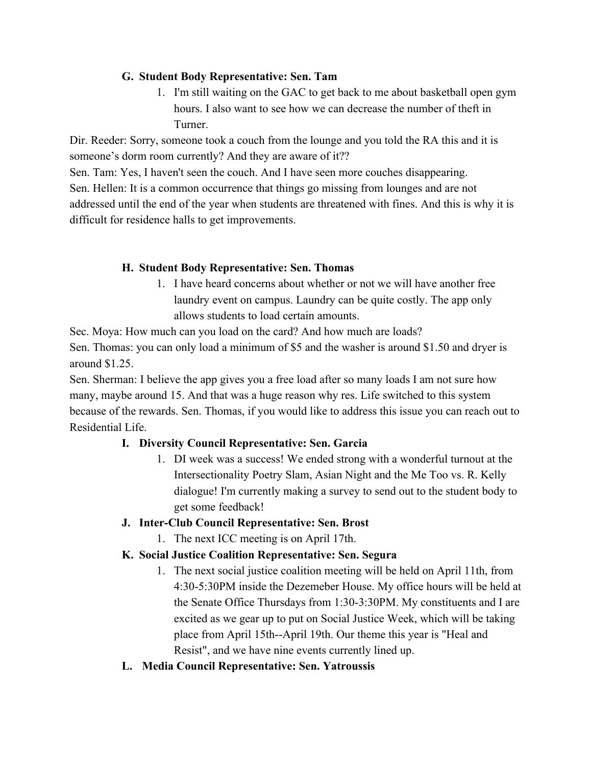G. **Student Body Representative: Sen. Tam**

    1. I'm still waiting on the GAC to get back to me about basketball open gym hours. I also want to see how we can decrease the number of theft in Turner.

Dir. Reeder: Sorry, someone took a couch from the lounge and you told the RA this and it is someone's dorm room currently? And they are aware of it??

Sen. Tam: Yes, I haven't seen the couch. And I have seen more couches disappearing.

Sen. Hellen: It is a common occurrence that things go missing from lounges and are not addressed until the end of the year when students are threatened with fines. And this is why it is difficult for residence halls to get improvements.

H. **Student Body Representative: Sen. Thomas**

    1. I have heard concerns about whether or not we will have another free laundry event on campus. Laundry can be quite costly. The app only allows students to load certain amounts.

Sec. Moya: How much can you load on the card? And how much are loads?

Sen. Thomas: you can only load a minimum of $5 and the washer is around $1.50 and dryer is around $1.25.

Sen. Sherman: I believe the app gives you a free load after so many loads I am not sure how many, maybe around 15. And that was a huge reason why res. Life switched to this system because of the rewards. Sen. Thomas, if you would like to address this issue you can reach out to Residential Life.

I. **Diversity Council Representative: Sen. Garcia**

    1. DI week was a success! We ended strong with a wonderful turnout at the Intersectionality Poetry Slam, Asian Night and the Me Too vs. R. Kelly dialogue! I'm currently making a survey to send out to the student body to get some feedback!

J. **Inter-Club Council Representative: Sen. Brost**

    1. The next ICC meeting is on April 17th.

K. **Social Justice Coalition Representative: Sen. Segura**

    1. The next social justice coalition meeting will be held on April 11th, from 4:30-5:30PM inside the Dezemeber House. My office hours will be held at the Senate Office Thursdays from 1:30-3:30PM. My constituents and I are excited as we gear up to put on Social Justice Week, which will be taking place from April 15th--April 19th. Our theme this year is "Heal and Resist", and we have nine events currently lined up.

L. **Media Council Representative: Sen. Yatroussis**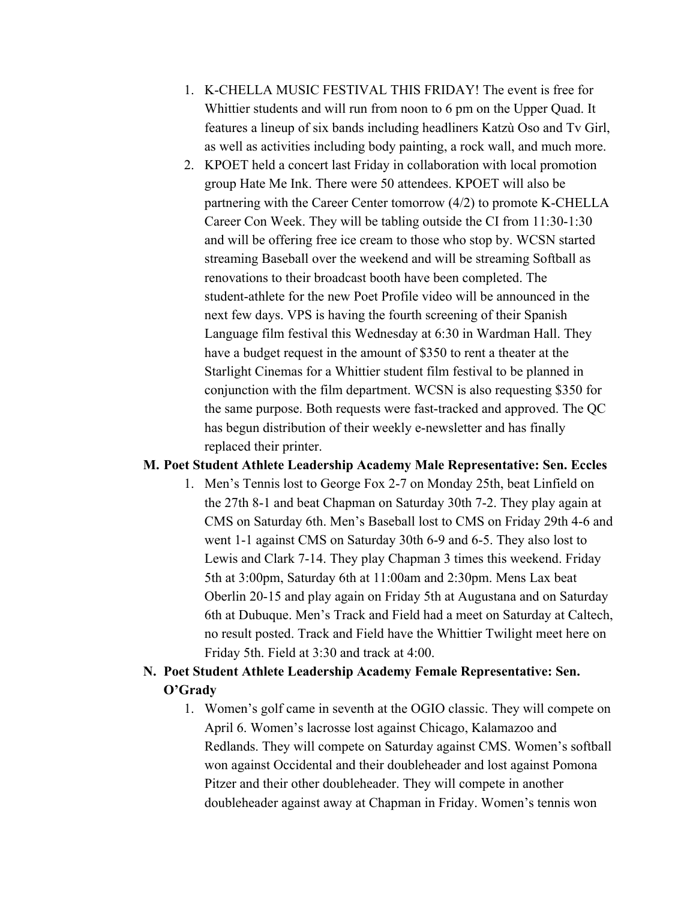1. K-CHELLA MUSIC FESTIVAL THIS FRIDAY! The event is free for Whittier students and will run from noon to 6 pm on the Upper Quad. It features a lineup of six bands including headliners Katzù Oso and Tv Girl, as well as activities including body painting, a rock wall, and much more.
2. KPOET held a concert last Friday in collaboration with local promotion group Hate Me Ink. There were 50 attendees. KPOET will also be partnering with the Career Center tomorrow (4/2) to promote K-CHELLA Career Con Week. They will be tabling outside the CI from 11:30-1:30 and will be offering free ice cream to those who stop by. WCSN started streaming Baseball over the weekend and will be streaming Softball as renovations to their broadcast booth have been completed. The student-athlete for the new Poet Profile video will be announced in the next few days. VPS is having the fourth screening of their Spanish Language film festival this Wednesday at 6:30 in Wardman Hall. They have a budget request in the amount of $350 to rent a theater at the Starlight Cinemas for a Whittier student film festival to be planned in conjunction with the film department. WCSN is also requesting $350 for the same purpose. Both requests were fast-tracked and approved. The QC has begun distribution of their weekly e-newsletter and has finally replaced their printer.

**M. Poet Student Athlete Leadership Academy Male Representative: Sen. Eccles**

1. Men's Tennis lost to George Fox 2-7 on Monday 25th, beat Linfield on the 27th 8-1 and beat Chapman on Saturday 30th 7-2. They play again at CMS on Saturday 6th. Men's Baseball lost to CMS on Friday 29th 4-6 and went 1-1 against CMS on Saturday 30th 6-9 and 6-5. They also lost to Lewis and Clark 7-14. They play Chapman 3 times this weekend. Friday 5th at 3:00pm, Saturday 6th at 11:00am and 2:30pm. Mens Lax beat Oberlin 20-15 and play again on Friday 5th at Augustana and on Saturday 6th at Dubuque. Men's Track and Field had a meet on Saturday at Caltech, no result posted. Track and Field have the Whittier Twilight meet here on Friday 5th. Field at 3:30 and track at 4:00.

**N. Poet Student Athlete Leadership Academy Female Representative: Sen. O'Grady**

1. Women's golf came in seventh at the OGIO classic. They will compete on April 6. Women's lacrosse lost against Chicago, Kalamazoo and Redlands. They will compete on Saturday against CMS. Women's softball won against Occidental and their doubleheader and lost against Pomona Pitzer and their other doubleheader. They will compete in another doubleheader against away at Chapman in Friday. Women's tennis won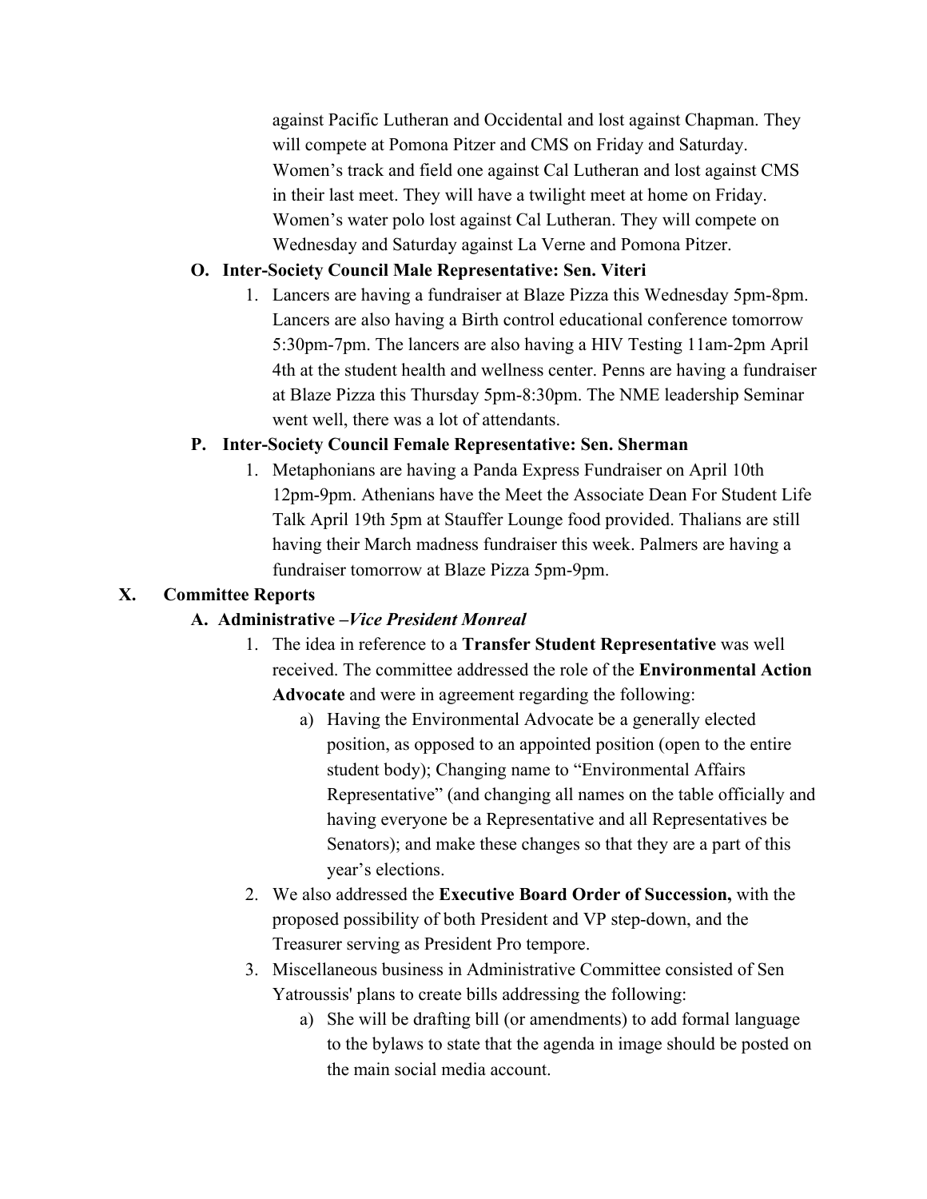against Pacific Lutheran and Occidental and lost against Chapman. They will compete at Pomona Pitzer and CMS on Friday and Saturday. Women's track and field one against Cal Lutheran and lost against CMS in their last meet. They will have a twilight meet at home on Friday. Women's water polo lost against Cal Lutheran. They will compete on Wednesday and Saturday against La Verne and Pomona Pitzer.

**O. Inter-Society Council Male Representative: Sen. Viteri**

1. Lancers are having a fundraiser at Blaze Pizza this Wednesday 5pm-8pm. Lancers are also having a Birth control educational conference tomorrow 5:30pm-7pm. The lancers are also having a HIV Testing 11am-2pm April 4th at the student health and wellness center. Penns are having a fundraiser at Blaze Pizza this Thursday 5pm-8:30pm. The NME leadership Seminar went well, there was a lot of attendants.

**P. Inter-Society Council Female Representative: Sen. Sherman**

1. Metaphonians are having a Panda Express Fundraiser on April 10th 12pm-9pm. Athenians have the Meet the Associate Dean For Student Life Talk April 19th 5pm at Stauffer Lounge food provided. Thalians are still having their March madness fundraiser this week. Palmers are having a fundraiser tomorrow at Blaze Pizza 5pm-9pm.

## X. Committee Reports

**A. Administrative –*Vice President Monreal***

1. The idea in reference to a **Transfer Student Representative** was well received. The committee addressed the role of the **Environmental Action Advocate** and were in agreement regarding the following:
   a) Having the Environmental Advocate be a generally elected position, as opposed to an appointed position (open to the entire student body); Changing name to "Environmental Affairs Representative" (and changing all names on the table officially and having everyone be a Representative and all Representatives be Senators); and make these changes so that they are a part of this year's elections.
2. We also addressed the **Executive Board Order of Succession,** with the proposed possibility of both President and VP step-down, and the Treasurer serving as President Pro tempore.
3. Miscellaneous business in Administrative Committee consisted of Sen Yatroussis' plans to create bills addressing the following:
   a) She will be drafting bill (or amendments) to add formal language to the bylaws to state that the agenda in image should be posted on the main social media account.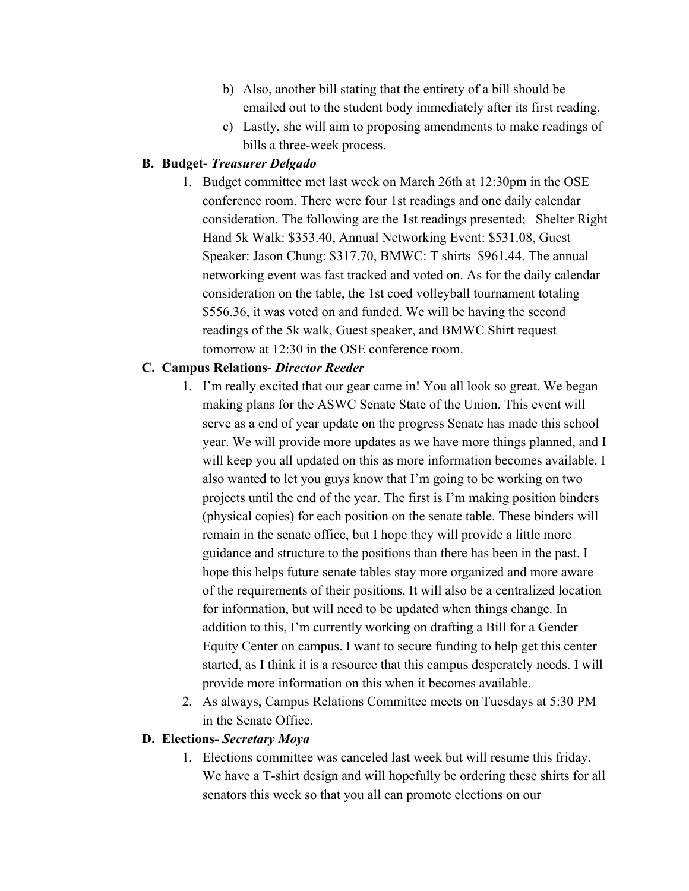b) Also, another bill stating that the entirety of a bill should be emailed out to the student body immediately after its first reading.

c) Lastly, she will aim to proposing amendments to make readings of bills a three-week process.

**B. Budget- *Treasurer Delgado***

1. Budget committee met last week on March 26th at 12:30pm in the OSE conference room. There were four 1st readings and one daily calendar consideration. The following are the 1st readings presented; Shelter Right Hand 5k Walk: $353.40, Annual Networking Event: $531.08, Guest Speaker: Jason Chung: $317.70, BMWC: T shirts $961.44. The annual networking event was fast tracked and voted on. As for the daily calendar consideration on the table, the 1st coed volleyball tournament totaling $556.36, it was voted on and funded. We will be having the second readings of the 5k walk, Guest speaker, and BMWC Shirt request tomorrow at 12:30 in the OSE conference room.

**C. Campus Relations- *Director Reeder***

1. I'm really excited that our gear came in! You all look so great. We began making plans for the ASWC Senate State of the Union. This event will serve as a end of year update on the progress Senate has made this school year. We will provide more updates as we have more things planned, and I will keep you all updated on this as more information becomes available. I also wanted to let you guys know that I'm going to be working on two projects until the end of the year. The first is I'm making position binders (physical copies) for each position on the senate table. These binders will remain in the senate office, but I hope they will provide a little more guidance and structure to the positions than there has been in the past. I hope this helps future senate tables stay more organized and more aware of the requirements of their positions. It will also be a centralized location for information, but will need to be updated when things change. In addition to this, I'm currently working on drafting a Bill for a Gender Equity Center on campus. I want to secure funding to help get this center started, as I think it is a resource that this campus desperately needs. I will provide more information on this when it becomes available.
2. As always, Campus Relations Committee meets on Tuesdays at 5:30 PM in the Senate Office.

**D. Elections- *Secretary Moya***

1. Elections committee was canceled last week but will resume this friday. We have a T-shirt design and will hopefully be ordering these shirts for all senators this week so that you all can promote elections on our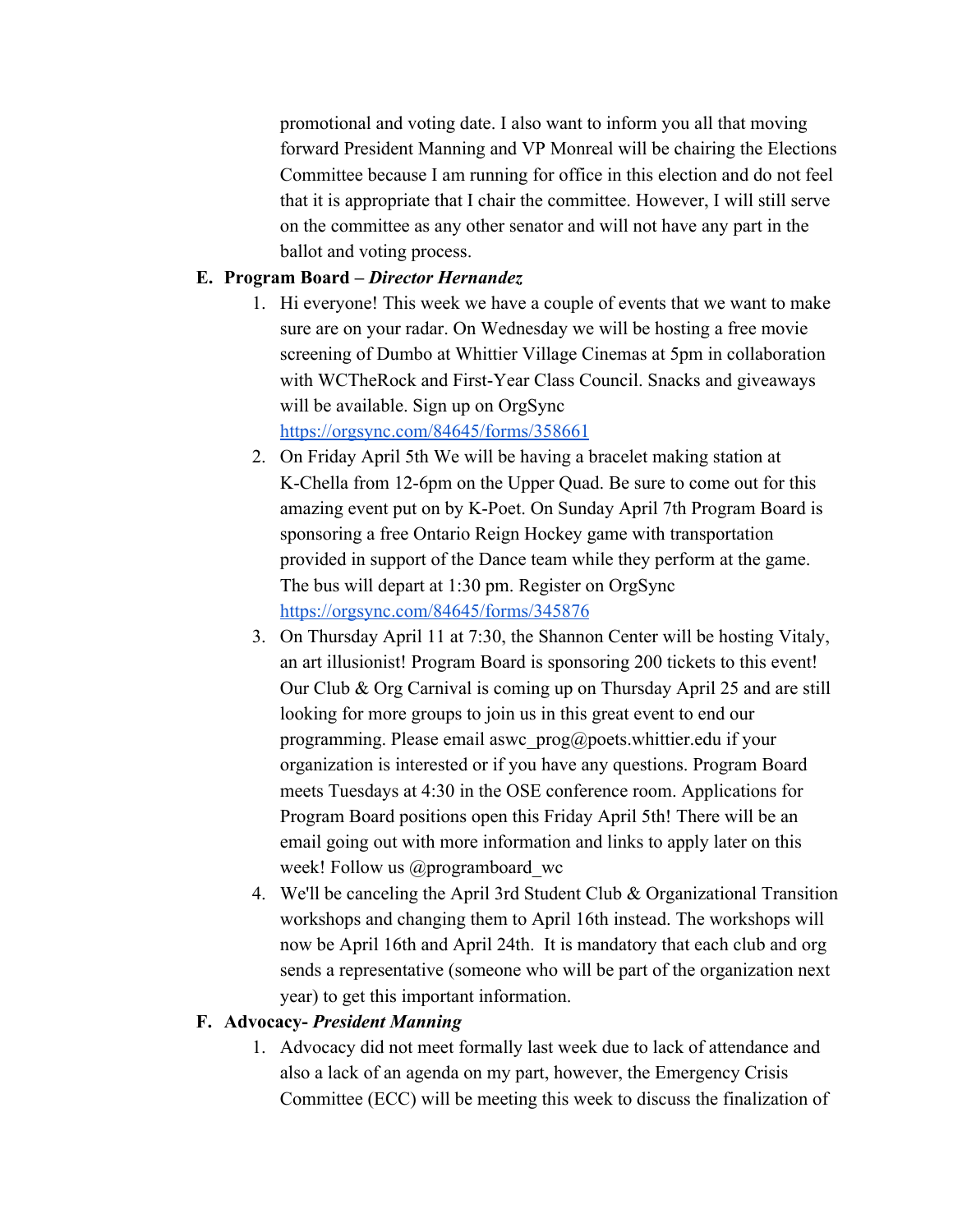promotional and voting date. I also want to inform you all that moving forward President Manning and VP Monreal will be chairing the Elections Committee because I am running for office in this election and do not feel that it is appropriate that I chair the committee. However, I will still serve on the committee as any other senator and will not have any part in the ballot and voting process.

**E. Program Board – *Director Hernandez***

1. Hi everyone! This week we have a couple of events that we want to make sure are on your radar. On Wednesday we will be hosting a free movie screening of Dumbo at Whittier Village Cinemas at 5pm in collaboration with WCTheRock and First-Year Class Council. Snacks and giveaways will be available. Sign up on OrgSync https://orgsync.com/84645/forms/358661
2. On Friday April 5th We will be having a bracelet making station at K-Chella from 12-6pm on the Upper Quad. Be sure to come out for this amazing event put on by K-Poet. On Sunday April 7th Program Board is sponsoring a free Ontario Reign Hockey game with transportation provided in support of the Dance team while they perform at the game. The bus will depart at 1:30 pm. Register on OrgSync https://orgsync.com/84645/forms/345876
3. On Thursday April 11 at 7:30, the Shannon Center will be hosting Vitaly, an art illusionist! Program Board is sponsoring 200 tickets to this event! Our Club & Org Carnival is coming up on Thursday April 25 and are still looking for more groups to join us in this great event to end our programming. Please email aswc_prog@poets.whittier.edu if your organization is interested or if you have any questions. Program Board meets Tuesdays at 4:30 in the OSE conference room. Applications for Program Board positions open this Friday April 5th! There will be an email going out with more information and links to apply later on this week! Follow us @programboard_wc
4. We'll be canceling the April 3rd Student Club & Organizational Transition workshops and changing them to April 16th instead. The workshops will now be April 16th and April 24th. It is mandatory that each club and org sends a representative (someone who will be part of the organization next year) to get this important information.

**F. Advocacy- *President Manning***

1. Advocacy did not meet formally last week due to lack of attendance and also a lack of an agenda on my part, however, the Emergency Crisis Committee (ECC) will be meeting this week to discuss the finalization of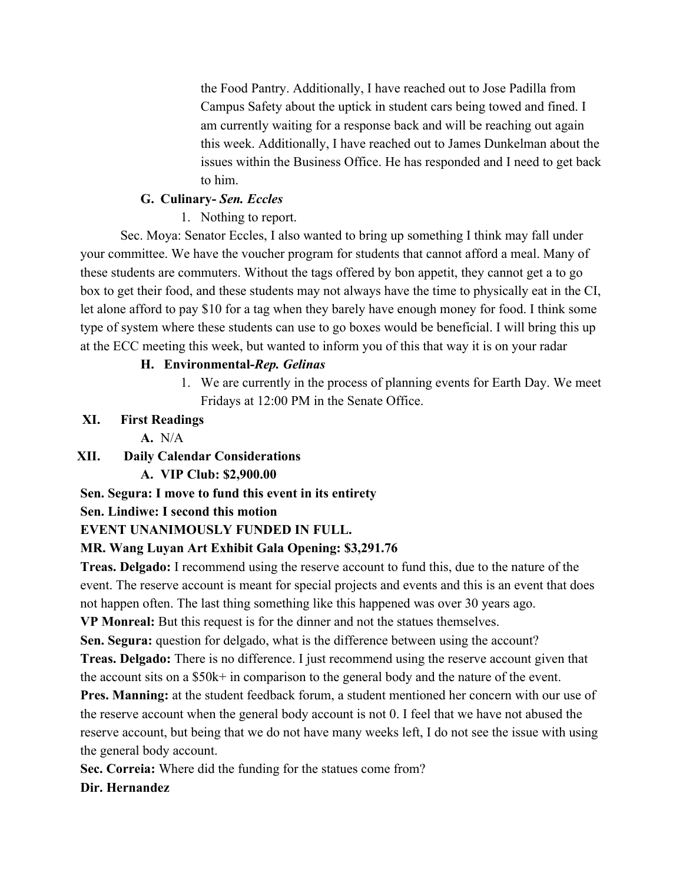the Food Pantry. Additionally, I have reached out to Jose Padilla from Campus Safety about the uptick in student cars being towed and fined. I am currently waiting for a response back and will be reaching out again this week. Additionally, I have reached out to James Dunkelman about the issues within the Business Office. He has responded and I need to get back to him.

**G. Culinary-** ***Sen. Eccles***

1. Nothing to report.

Sec. Moya: Senator Eccles, I also wanted to bring up something I think may fall under your committee. We have the voucher program for students that cannot afford a meal. Many of these students are commuters. Without the tags offered by bon appetit, they cannot get a to go box to get their food, and these students may not always have the time to physically eat in the CI, let alone afford to pay $10 for a tag when they barely have enough money for food. I think some type of system where these students can use to go boxes would be beneficial. I will bring this up at the ECC meeting this week, but wanted to inform you of this that way it is on your radar

**H. Environmental-** ***Rep. Gelinas***

1. We are currently in the process of planning events for Earth Day. We meet Fridays at 12:00 PM in the Senate Office.

**XI. First Readings**

**A.** N/A

**XII. Daily Calendar Considerations**

**A. VIP Club: $2,900.00**

**Sen. Segura: I move to fund this event in its entirety**

**Sen. Lindiwe: I second this motion**

**EVENT UNANIMOUSLY FUNDED IN FULL.**

**MR. Wang Luyan Art Exhibit Gala Opening: $3,291.76**

**Treas. Delgado:** I recommend using the reserve account to fund this, due to the nature of the event. The reserve account is meant for special projects and events and this is an event that does not happen often. The last thing something like this happened was over 30 years ago.

**VP Monreal:** But this request is for the dinner and not the statues themselves.

**Sen. Segura:** question for delgado, what is the difference between using the account?

**Treas. Delgado:** There is no difference. I just recommend using the reserve account given that the account sits on a $50k+ in comparison to the general body and the nature of the event.

**Pres. Manning:** at the student feedback forum, a student mentioned her concern with our use of the reserve account when the general body account is not 0. I feel that we have not abused the reserve account, but being that we do not have many weeks left, I do not see the issue with using the general body account.

**Sec. Correia:** Where did the funding for the statues come from?

**Dir. Hernandez**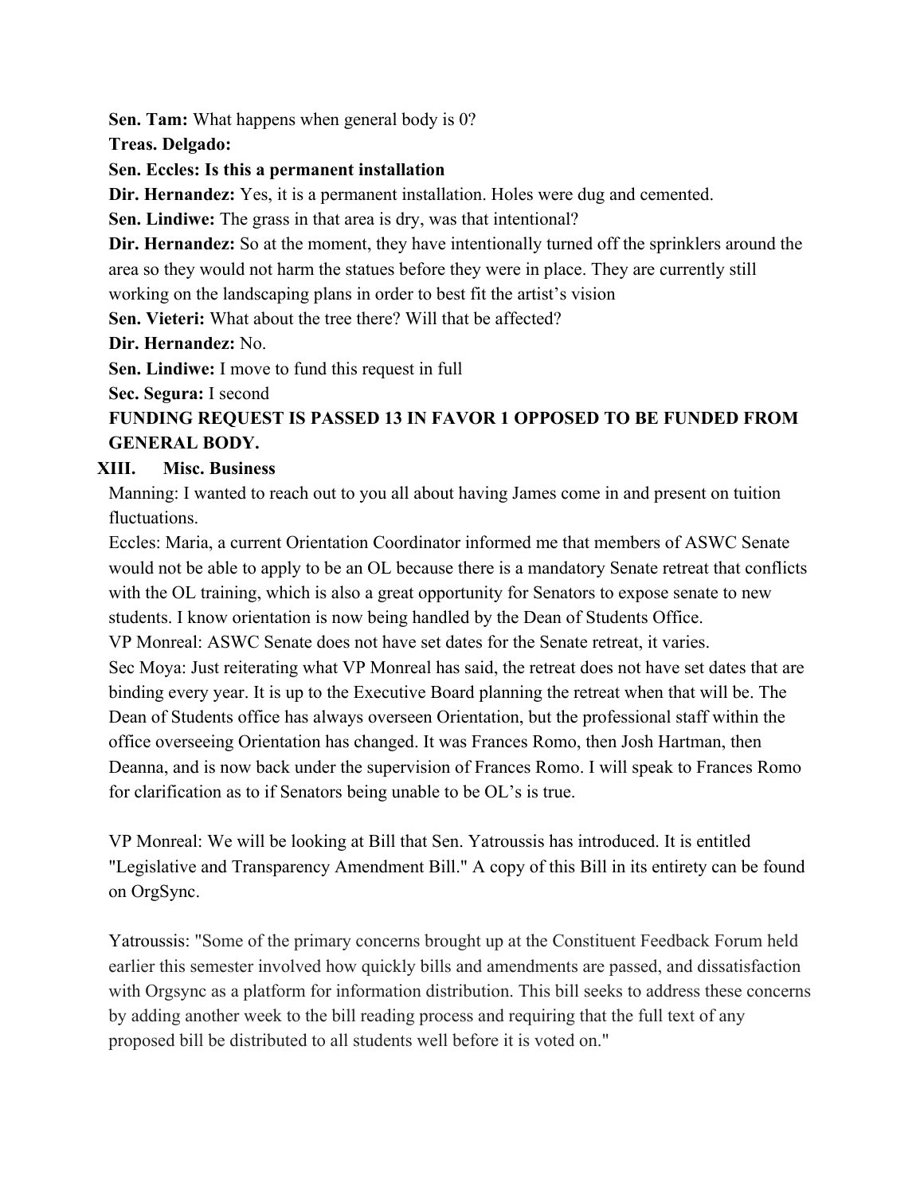**Sen. Tam:** What happens when general body is 0?

**Treas. Delgado:**

**Sen. Eccles: Is this a permanent installation**

**Dir. Hernandez:** Yes, it is a permanent installation. Holes were dug and cemented.

**Sen. Lindiwe:** The grass in that area is dry, was that intentional?

**Dir. Hernandez:** So at the moment, they have intentionally turned off the sprinklers around the area so they would not harm the statues before they were in place. They are currently still working on the landscaping plans in order to best fit the artist's vision

**Sen. Vieteri:** What about the tree there? Will that be affected?

**Dir. Hernandez:** No.

**Sen. Lindiwe:** I move to fund this request in full

**Sec. Segura:** I second

**FUNDING REQUEST IS PASSED 13 IN FAVOR 1 OPPOSED TO BE FUNDED FROM GENERAL BODY.**

## XIII. Misc. Business

Manning: I wanted to reach out to you all about having James come in and present on tuition fluctuations.

Eccles: Maria, a current Orientation Coordinator informed me that members of ASWC Senate would not be able to apply to be an OL because there is a mandatory Senate retreat that conflicts with the OL training, which is also a great opportunity for Senators to expose senate to new students. I know orientation is now being handled by the Dean of Students Office.

VP Monreal: ASWC Senate does not have set dates for the Senate retreat, it varies.

Sec Moya: Just reiterating what VP Monreal has said, the retreat does not have set dates that are binding every year. It is up to the Executive Board planning the retreat when that will be. The Dean of Students office has always overseen Orientation, but the professional staff within the office overseeing Orientation has changed. It was Frances Romo, then Josh Hartman, then Deanna, and is now back under the supervision of Frances Romo. I will speak to Frances Romo for clarification as to if Senators being unable to be OL's is true.

VP Monreal: We will be looking at Bill that Sen. Yatroussis has introduced. It is entitled "Legislative and Transparency Amendment Bill." A copy of this Bill in its entirety can be found on OrgSync.

Yatroussis: "Some of the primary concerns brought up at the Constituent Feedback Forum held earlier this semester involved how quickly bills and amendments are passed, and dissatisfaction with Orgsync as a platform for information distribution. This bill seeks to address these concerns by adding another week to the bill reading process and requiring that the full text of any proposed bill be distributed to all students well before it is voted on."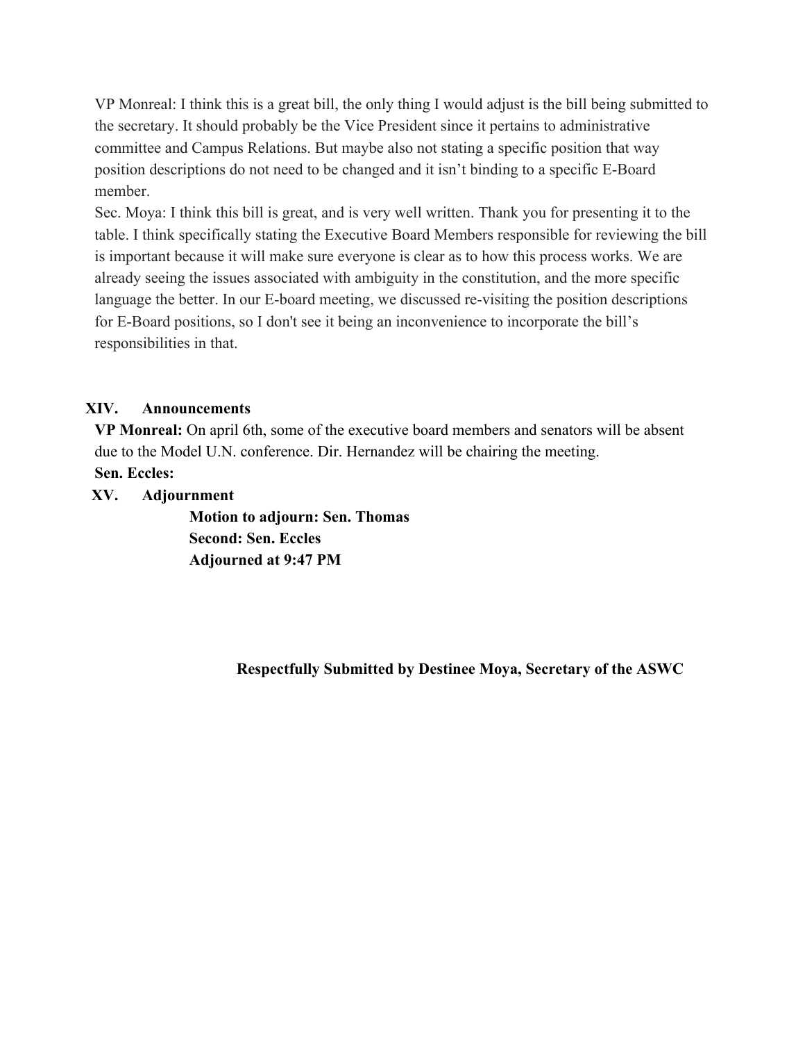VP Monreal: I think this is a great bill, the only thing I would adjust is the bill being submitted to the secretary. It should probably be the Vice President since it pertains to administrative committee and Campus Relations. But maybe also not stating a specific position that way position descriptions do not need to be changed and it isn't binding to a specific E-Board member.

Sec. Moya: I think this bill is great, and is very well written. Thank you for presenting it to the table. I think specifically stating the Executive Board Members responsible for reviewing the bill is important because it will make sure everyone is clear as to how this process works. We are already seeing the issues associated with ambiguity in the constitution, and the more specific language the better. In our E-board meeting, we discussed re-visiting the position descriptions for E-Board positions, so I don't see it being an inconvenience to incorporate the bill's responsibilities in that.

## XIV. Announcements

**VP Monreal:** On april 6th, some of the executive board members and senators will be absent due to the Model U.N. conference. Dir. Hernandez will be chairing the meeting.

**Sen. Eccles:**

## XV. Adjournment

**Motion to adjourn: Sen. Thomas**
**Second: Sen. Eccles**
**Adjourned at 9:47 PM**

**Respectfully Submitted by Destinee Moya, Secretary of the ASWC**